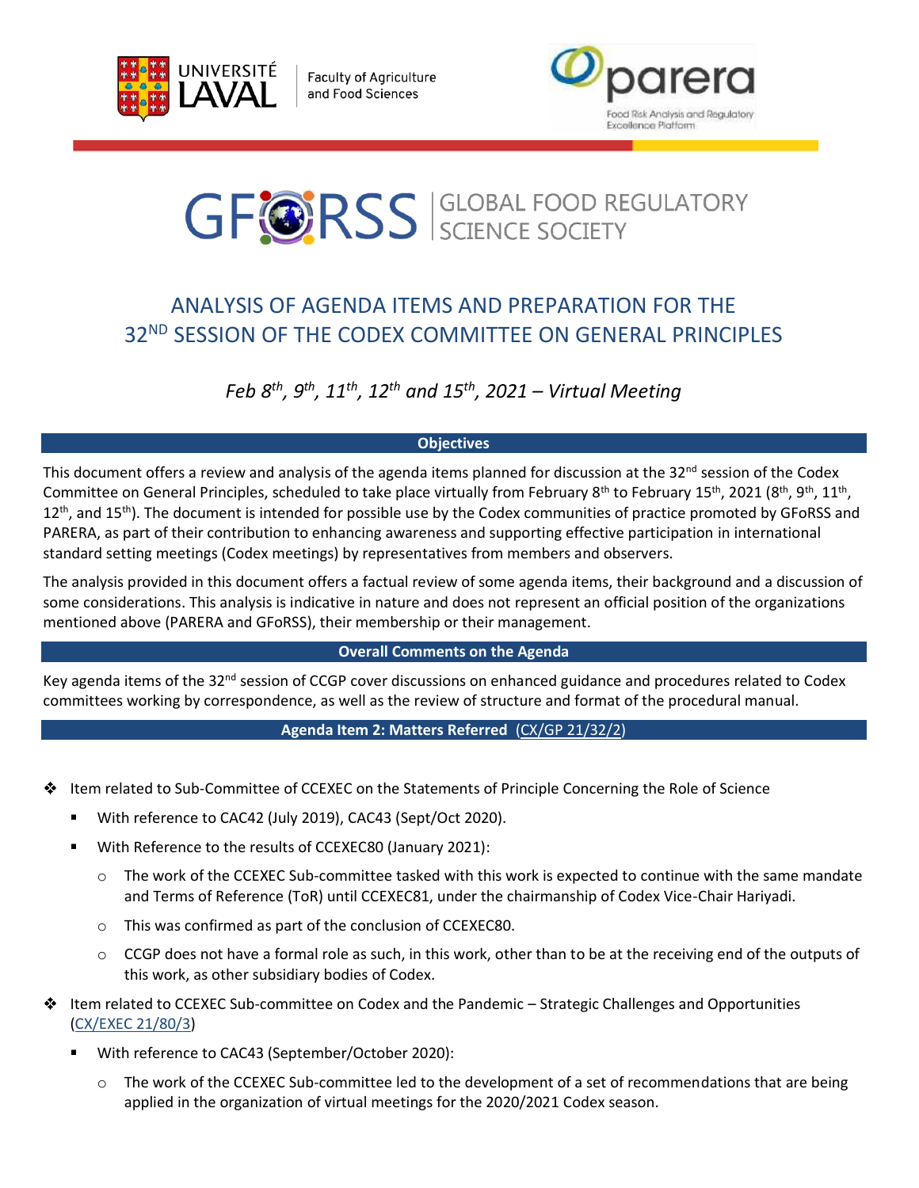Université Laval — Faculty of Agriculture and Food Sciences

parera — Food Risk Analysis and Regulatory Excellence Platform

GFoRSS — GLOBAL FOOD REGULATORY SCIENCE SOCIETY

# ANALYSIS OF AGENDA ITEMS AND PREPARATION FOR THE 32ND SESSION OF THE CODEX COMMITTEE ON GENERAL PRINCIPLES

*Feb 8th, 9th, 11th, 12th and 15th, 2021 – Virtual Meeting*

## Objectives

This document offers a review and analysis of the agenda items planned for discussion at the 32nd session of the Codex Committee on General Principles, scheduled to take place virtually from February 8th to February 15th, 2021 (8th, 9th, 11th, 12th, and 15th). The document is intended for possible use by the Codex communities of practice promoted by GFoRSS and PARERA, as part of their contribution to enhancing awareness and supporting effective participation in international standard setting meetings (Codex meetings) by representatives from members and observers.

The analysis provided in this document offers a factual review of some agenda items, their background and a discussion of some considerations. This analysis is indicative in nature and does not represent an official position of the organizations mentioned above (PARERA and GFoRSS), their membership or their management.

## Overall Comments on the Agenda

Key agenda items of the 32nd session of CCGP cover discussions on enhanced guidance and procedures related to Codex committees working by correspondence, as well as the review of structure and format of the procedural manual.

## Agenda Item 2: Matters Referred (CX/GP 21/32/2)

- Item related to Sub-Committee of CCEXEC on the Statements of Principle Concerning the Role of Science
  - With reference to CAC42 (July 2019), CAC43 (Sept/Oct 2020).
  - With Reference to the results of CCEXEC80 (January 2021):
    - The work of the CCEXEC Sub-committee tasked with this work is expected to continue with the same mandate and Terms of Reference (ToR) until CCEXEC81, under the chairmanship of Codex Vice-Chair Hariyadi.
    - This was confirmed as part of the conclusion of CCEXEC80.
    - CCGP does not have a formal role as such, in this work, other than to be at the receiving end of the outputs of this work, as other subsidiary bodies of Codex.
- Item related to CCEXEC Sub-committee on Codex and the Pandemic – Strategic Challenges and Opportunities (CX/EXEC 21/80/3)
  - With reference to CAC43 (September/October 2020):
    - The work of the CCEXEC Sub-committee led to the development of a set of recommendations that are being applied in the organization of virtual meetings for the 2020/2021 Codex season.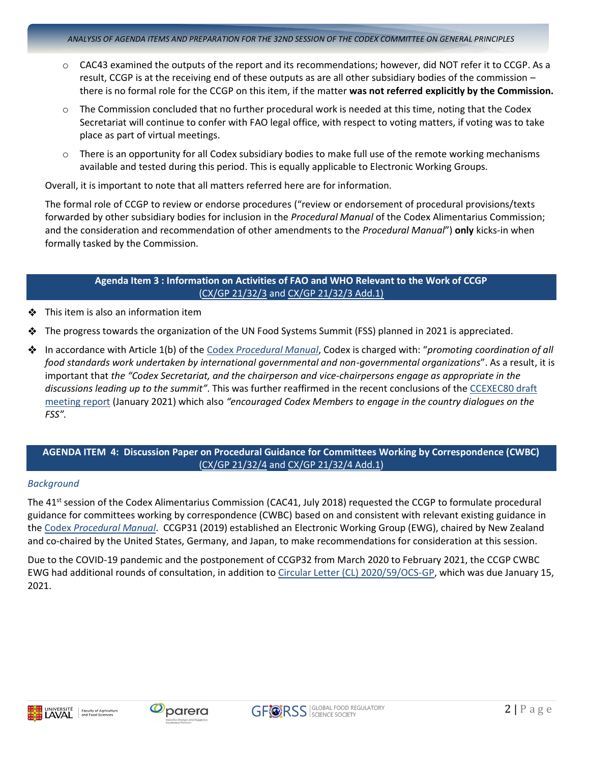- CAC43 examined the outputs of the report and its recommendations; however, did NOT refer it to CCGP. As a result, CCGP is at the receiving end of these outputs as are all other subsidiary bodies of the commission – there is no formal role for the CCGP on this item, if the matter **was not referred explicitly by the Commission.**
- The Commission concluded that no further procedural work is needed at this time, noting that the Codex Secretariat will continue to confer with FAO legal office, with respect to voting matters, if voting was to take place as part of virtual meetings.
- There is an opportunity for all Codex subsidiary bodies to make full use of the remote working mechanisms available and tested during this period. This is equally applicable to Electronic Working Groups.

Overall, it is important to note that all matters referred here are for information.

The formal role of CCGP to review or endorse procedures ("review or endorsement of procedural provisions/texts forwarded by other subsidiary bodies for inclusion in the *Procedural Manual* of the Codex Alimentarius Commission; and the consideration and recommendation of other amendments to the *Procedural Manual*") **only** kicks-in when formally tasked by the Commission.

## Agenda Item 3 : Information on Activities of FAO and WHO Relevant to the Work of CCGP (CX/GP 21/32/3 and CX/GP 21/32/3 Add.1)

- This item is also an information item
- The progress towards the organization of the UN Food Systems Summit (FSS) planned in 2021 is appreciated.
- In accordance with Article 1(b) of the Codex *Procedural Manual*, Codex is charged with: "*promoting coordination of all food standards work undertaken by international governmental and non-governmental organizations*". As a result, it is important that *the "Codex Secretariat, and the chairperson and vice-chairpersons engage as appropriate in the discussions leading up to the summit"*. This was further reaffirmed in the recent conclusions of the CCEXEC80 draft meeting report (January 2021) which also *"encouraged Codex Members to engage in the country dialogues on the FSS".*

## AGENDA ITEM 4: Discussion Paper on Procedural Guidance for Committees Working by Correspondence (CWBC) (CX/GP 21/32/4 and CX/GP 21/32/4 Add.1)

### *Background*

The 41st session of the Codex Alimentarius Commission (CAC41, July 2018) requested the CCGP to formulate procedural guidance for committees working by correspondence (CWBC) based on and consistent with relevant existing guidance in the Codex *Procedural Manual*. CCGP31 (2019) established an Electronic Working Group (EWG), chaired by New Zealand and co-chaired by the United States, Germany, and Japan, to make recommendations for consideration at this session.

Due to the COVID-19 pandemic and the postponement of CCGP32 from March 2020 to February 2021, the CCGP CWBC EWG had additional rounds of consultation, in addition to Circular Letter (CL) 2020/59/OCS-GP, which was due January 15, 2021.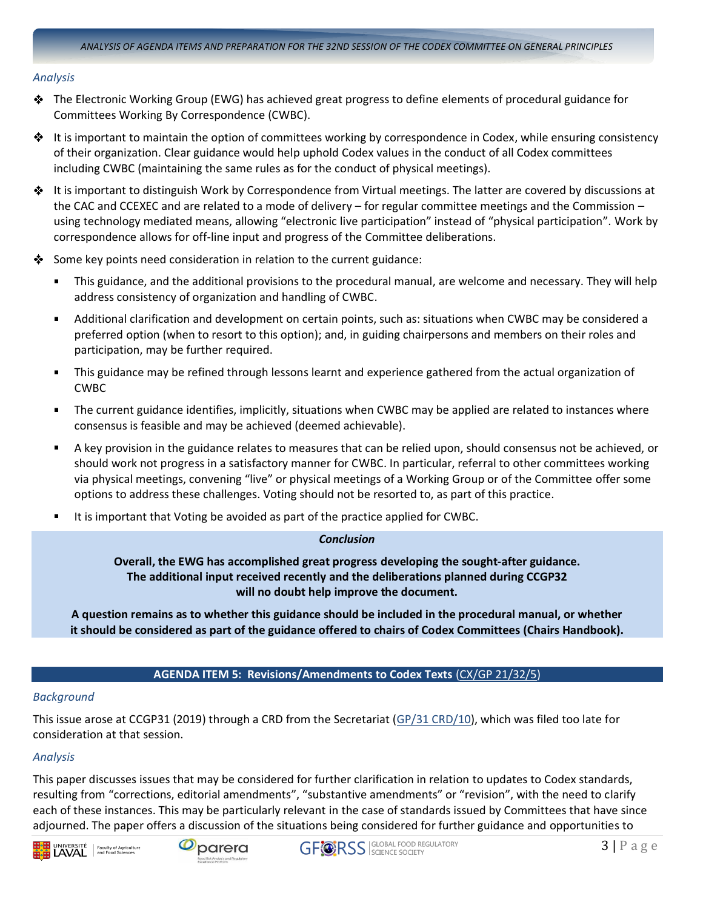*Analysis*

- The Electronic Working Group (EWG) has achieved great progress to define elements of procedural guidance for Committees Working By Correspondence (CWBC).
- It is important to maintain the option of committees working by correspondence in Codex, while ensuring consistency of their organization. Clear guidance would help uphold Codex values in the conduct of all Codex committees including CWBC (maintaining the same rules as for the conduct of physical meetings).
- It is important to distinguish Work by Correspondence from Virtual meetings. The latter are covered by discussions at the CAC and CCEXEC and are related to a mode of delivery – for regular committee meetings and the Commission – using technology mediated means, allowing "electronic live participation" instead of "physical participation". Work by correspondence allows for off-line input and progress of the Committee deliberations.
- Some key points need consideration in relation to the current guidance:
  - This guidance, and the additional provisions to the procedural manual, are welcome and necessary. They will help address consistency of organization and handling of CWBC.
  - Additional clarification and development on certain points, such as: situations when CWBC may be considered a preferred option (when to resort to this option); and, in guiding chairpersons and members on their roles and participation, may be further required.
  - This guidance may be refined through lessons learnt and experience gathered from the actual organization of CWBC
  - The current guidance identifies, implicitly, situations when CWBC may be applied are related to instances where consensus is feasible and may be achieved (deemed achievable).
  - A key provision in the guidance relates to measures that can be relied upon, should consensus not be achieved, or should work not progress in a satisfactory manner for CWBC. In particular, referral to other committees working via physical meetings, convening "live" or physical meetings of a Working Group or of the Committee offer some options to address these challenges. Voting should not be resorted to, as part of this practice.
  - It is important that Voting be avoided as part of the practice applied for CWBC.

***Conclusion***

**Overall, the EWG has accomplished great progress developing the sought-after guidance. The additional input received recently and the deliberations planned during CCGP32 will no doubt help improve the document.**

**A question remains as to whether this guidance should be included in the procedural manual, or whether it should be considered as part of the guidance offered to chairs of Codex Committees (Chairs Handbook).**

## AGENDA ITEM 5: Revisions/Amendments to Codex Texts (CX/GP 21/32/5)

*Background*

This issue arose at CCGP31 (2019) through a CRD from the Secretariat (GP/31 CRD/10), which was filed too late for consideration at that session.

*Analysis*

This paper discusses issues that may be considered for further clarification in relation to updates to Codex standards, resulting from "corrections, editorial amendments", "substantive amendments" or "revision", with the need to clarify each of these instances. This may be particularly relevant in the case of standards issued by Committees that have since adjourned. The paper offers a discussion of the situations being considered for further guidance and opportunities to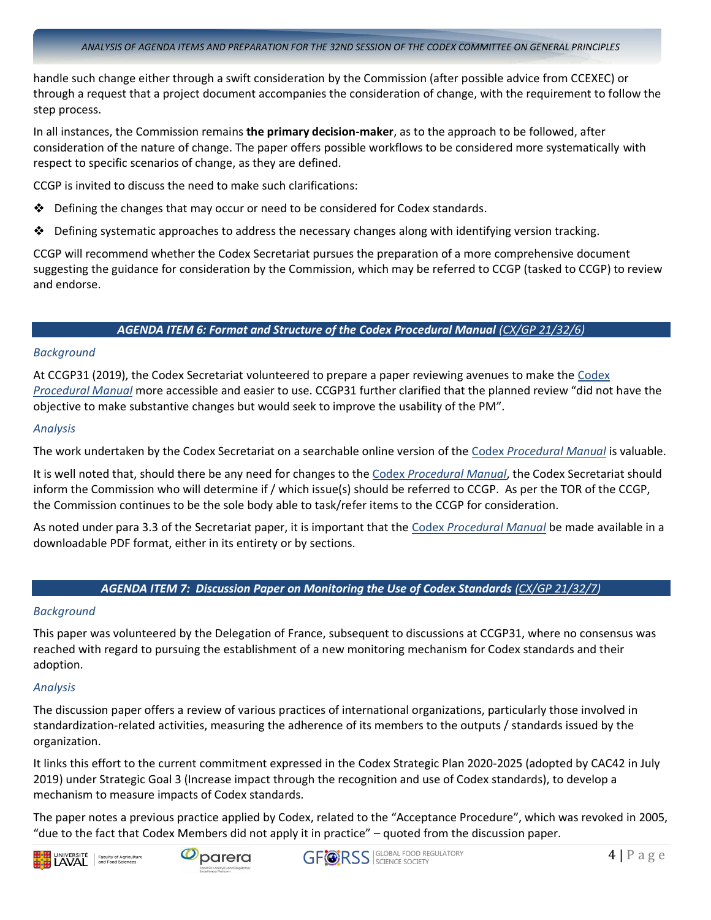handle such change either through a swift consideration by the Commission (after possible advice from CCEXEC) or through a request that a project document accompanies the consideration of change, with the requirement to follow the step process.

In all instances, the Commission remains **the primary decision-maker**, as to the approach to be followed, after consideration of the nature of change. The paper offers possible workflows to be considered more systematically with respect to specific scenarios of change, as they are defined.

CCGP is invited to discuss the need to make such clarifications:

- Defining the changes that may occur or need to be considered for Codex standards.
- Defining systematic approaches to address the necessary changes along with identifying version tracking.

CCGP will recommend whether the Codex Secretariat pursues the preparation of a more comprehensive document suggesting the guidance for consideration by the Commission, which may be referred to CCGP (tasked to CCGP) to review and endorse.

## *AGENDA ITEM 6: Format and Structure of the Codex Procedural Manual (CX/GP 21/32/6)*

*Background*

At CCGP31 (2019), the Codex Secretariat volunteered to prepare a paper reviewing avenues to make the Codex *Procedural Manual* more accessible and easier to use. CCGP31 further clarified that the planned review "did not have the objective to make substantive changes but would seek to improve the usability of the PM".

*Analysis*

The work undertaken by the Codex Secretariat on a searchable online version of the Codex *Procedural Manual* is valuable.

It is well noted that, should there be any need for changes to the Codex *Procedural Manual*, the Codex Secretariat should inform the Commission who will determine if / which issue(s) should be referred to CCGP. As per the TOR of the CCGP, the Commission continues to be the sole body able to task/refer items to the CCGP for consideration.

As noted under para 3.3 of the Secretariat paper, it is important that the Codex *Procedural Manual* be made available in a downloadable PDF format, either in its entirety or by sections.

## *AGENDA ITEM 7: Discussion Paper on Monitoring the Use of Codex Standards (CX/GP 21/32/7)*

*Background*

This paper was volunteered by the Delegation of France, subsequent to discussions at CCGP31, where no consensus was reached with regard to pursuing the establishment of a new monitoring mechanism for Codex standards and their adoption.

*Analysis*

The discussion paper offers a review of various practices of international organizations, particularly those involved in standardization-related activities, measuring the adherence of its members to the outputs / standards issued by the organization.

It links this effort to the current commitment expressed in the Codex Strategic Plan 2020-2025 (adopted by CAC42 in July 2019) under Strategic Goal 3 (Increase impact through the recognition and use of Codex standards), to develop a mechanism to measure impacts of Codex standards.

The paper notes a previous practice applied by Codex, related to the "Acceptance Procedure", which was revoked in 2005, "due to the fact that Codex Members did not apply it in practice" – quoted from the discussion paper.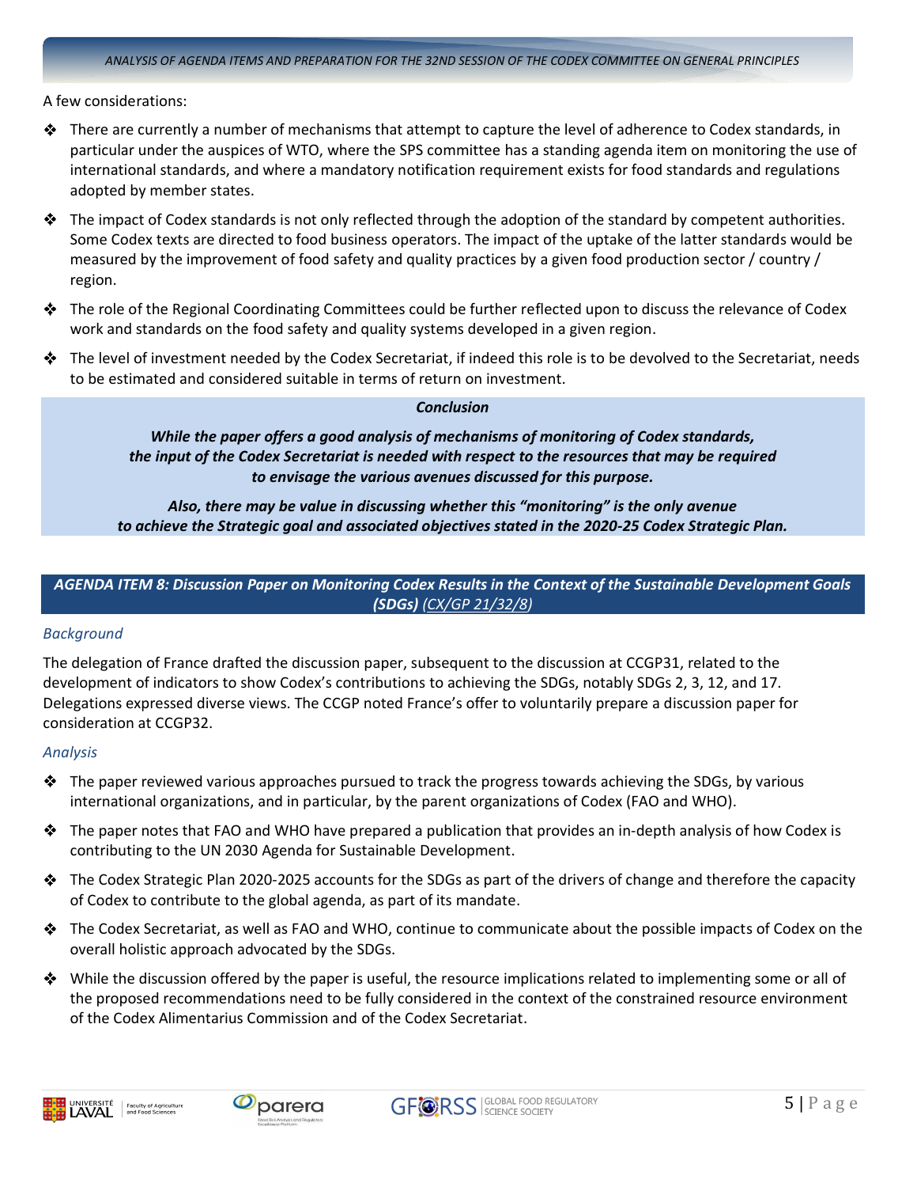A few considerations:

- There are currently a number of mechanisms that attempt to capture the level of adherence to Codex standards, in particular under the auspices of WTO, where the SPS committee has a standing agenda item on monitoring the use of international standards, and where a mandatory notification requirement exists for food standards and regulations adopted by member states.
- The impact of Codex standards is not only reflected through the adoption of the standard by competent authorities. Some Codex texts are directed to food business operators. The impact of the uptake of the latter standards would be measured by the improvement of food safety and quality practices by a given food production sector / country / region.
- The role of the Regional Coordinating Committees could be further reflected upon to discuss the relevance of Codex work and standards on the food safety and quality systems developed in a given region.
- The level of investment needed by the Codex Secretariat, if indeed this role is to be devolved to the Secretariat, needs to be estimated and considered suitable in terms of return on investment.

***Conclusion***

***While the paper offers a good analysis of mechanisms of monitoring of Codex standards, the input of the Codex Secretariat is needed with respect to the resources that may be required to envisage the various avenues discussed for this purpose.***

***Also, there may be value in discussing whether this "monitoring" is the only avenue to achieve the Strategic goal and associated objectives stated in the 2020-25 Codex Strategic Plan.***

## *AGENDA ITEM 8: Discussion Paper on Monitoring Codex Results in the Context of the Sustainable Development Goals (SDGs) (CX/GP 21/32/8)*

*Background*

The delegation of France drafted the discussion paper, subsequent to the discussion at CCGP31, related to the development of indicators to show Codex's contributions to achieving the SDGs, notably SDGs 2, 3, 12, and 17. Delegations expressed diverse views. The CCGP noted France's offer to voluntarily prepare a discussion paper for consideration at CCGP32.

*Analysis*

- The paper reviewed various approaches pursued to track the progress towards achieving the SDGs, by various international organizations, and in particular, by the parent organizations of Codex (FAO and WHO).
- The paper notes that FAO and WHO have prepared a publication that provides an in-depth analysis of how Codex is contributing to the UN 2030 Agenda for Sustainable Development.
- The Codex Strategic Plan 2020-2025 accounts for the SDGs as part of the drivers of change and therefore the capacity of Codex to contribute to the global agenda, as part of its mandate.
- The Codex Secretariat, as well as FAO and WHO, continue to communicate about the possible impacts of Codex on the overall holistic approach advocated by the SDGs.
- While the discussion offered by the paper is useful, the resource implications related to implementing some or all of the proposed recommendations need to be fully considered in the context of the constrained resource environment of the Codex Alimentarius Commission and of the Codex Secretariat.